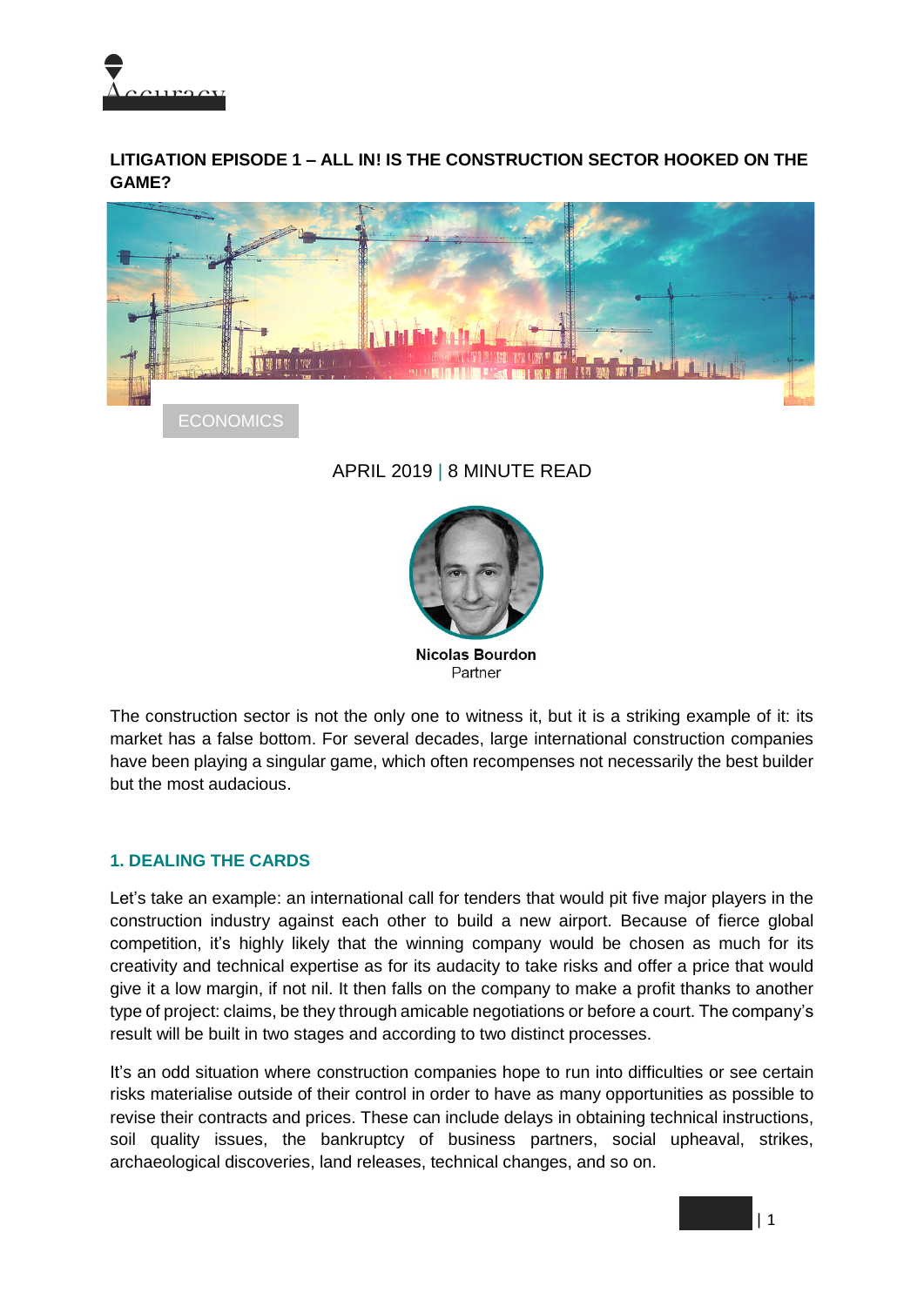# LITIGATION EPISODE 1 – ALL IN! IS THE CONSTRUCTION SECTOR HOOKED ON THE GAME?

ECONOMICS

APRIL 2019 | 8 MINUTE READ

**Nicolas Bourdon**
Partner

The construction sector is not the only one to witness it, but it is a striking example of it: its market has a false bottom. For several decades, large international construction companies have been playing a singular game, which often recompenses not necessarily the best builder but the most audacious.

## 1. DEALING THE CARDS

Let's take an example: an international call for tenders that would pit five major players in the construction industry against each other to build a new airport. Because of fierce global competition, it's highly likely that the winning company would be chosen as much for its creativity and technical expertise as for its audacity to take risks and offer a price that would give it a low margin, if not nil. It then falls on the company to make a profit thanks to another type of project: claims, be they through amicable negotiations or before a court. The company's result will be built in two stages and according to two distinct processes.

It's an odd situation where construction companies hope to run into difficulties or see certain risks materialise outside of their control in order to have as many opportunities as possible to revise their contracts and prices. These can include delays in obtaining technical instructions, soil quality issues, the bankruptcy of business partners, social upheaval, strikes, archaeological discoveries, land releases, technical changes, and so on.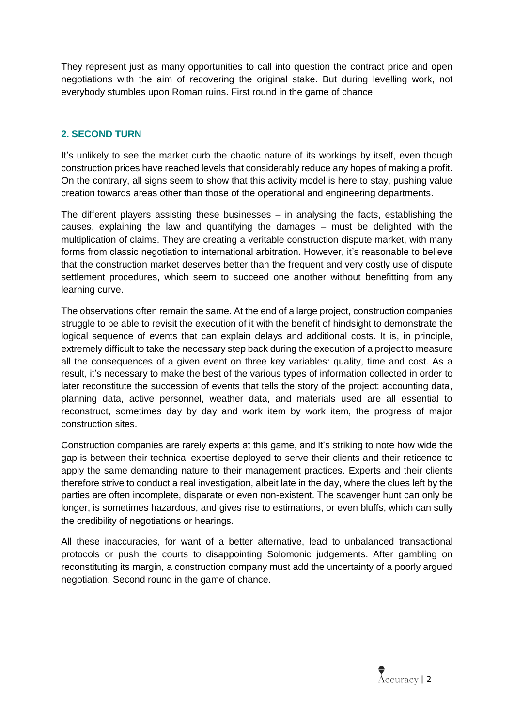They represent just as many opportunities to call into question the contract price and open negotiations with the aim of recovering the original stake. But during levelling work, not everybody stumbles upon Roman ruins. First round in the game of chance.

## 2. SECOND TURN

It's unlikely to see the market curb the chaotic nature of its workings by itself, even though construction prices have reached levels that considerably reduce any hopes of making a profit. On the contrary, all signs seem to show that this activity model is here to stay, pushing value creation towards areas other than those of the operational and engineering departments.

The different players assisting these businesses – in analysing the facts, establishing the causes, explaining the law and quantifying the damages – must be delighted with the multiplication of claims. They are creating a veritable construction dispute market, with many forms from classic negotiation to international arbitration. However, it's reasonable to believe that the construction market deserves better than the frequent and very costly use of dispute settlement procedures, which seem to succeed one another without benefitting from any learning curve.

The observations often remain the same. At the end of a large project, construction companies struggle to be able to revisit the execution of it with the benefit of hindsight to demonstrate the logical sequence of events that can explain delays and additional costs. It is, in principle, extremely difficult to take the necessary step back during the execution of a project to measure all the consequences of a given event on three key variables: quality, time and cost. As a result, it's necessary to make the best of the various types of information collected in order to later reconstitute the succession of events that tells the story of the project: accounting data, planning data, active personnel, weather data, and materials used are all essential to reconstruct, sometimes day by day and work item by work item, the progress of major construction sites.

Construction companies are rarely experts at this game, and it's striking to note how wide the gap is between their technical expertise deployed to serve their clients and their reticence to apply the same demanding nature to their management practices. Experts and their clients therefore strive to conduct a real investigation, albeit late in the day, where the clues left by the parties are often incomplete, disparate or even non-existent. The scavenger hunt can only be longer, is sometimes hazardous, and gives rise to estimations, or even bluffs, which can sully the credibility of negotiations or hearings.

All these inaccuracies, for want of a better alternative, lead to unbalanced transactional protocols or push the courts to disappointing Solomonic judgements. After gambling on reconstituting its margin, a construction company must add the uncertainty of a poorly argued negotiation. Second round in the game of chance.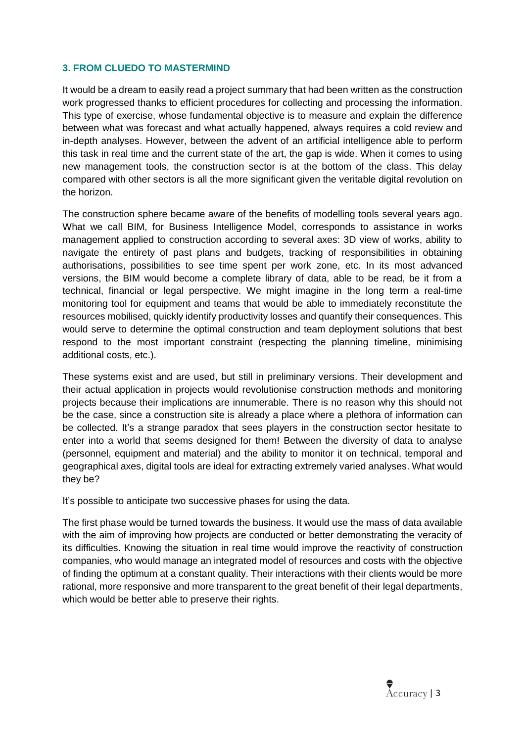### 3. FROM CLUEDO TO MASTERMIND

It would be a dream to easily read a project summary that had been written as the construction work progressed thanks to efficient procedures for collecting and processing the information. This type of exercise, whose fundamental objective is to measure and explain the difference between what was forecast and what actually happened, always requires a cold review and in-depth analyses. However, between the advent of an artificial intelligence able to perform this task in real time and the current state of the art, the gap is wide. When it comes to using new management tools, the construction sector is at the bottom of the class. This delay compared with other sectors is all the more significant given the veritable digital revolution on the horizon.

The construction sphere became aware of the benefits of modelling tools several years ago. What we call BIM, for Business Intelligence Model, corresponds to assistance in works management applied to construction according to several axes: 3D view of works, ability to navigate the entirety of past plans and budgets, tracking of responsibilities in obtaining authorisations, possibilities to see time spent per work zone, etc. In its most advanced versions, the BIM would become a complete library of data, able to be read, be it from a technical, financial or legal perspective. We might imagine in the long term a real-time monitoring tool for equipment and teams that would be able to immediately reconstitute the resources mobilised, quickly identify productivity losses and quantify their consequences. This would serve to determine the optimal construction and team deployment solutions that best respond to the most important constraint (respecting the planning timeline, minimising additional costs, etc.).

These systems exist and are used, but still in preliminary versions. Their development and their actual application in projects would revolutionise construction methods and monitoring projects because their implications are innumerable. There is no reason why this should not be the case, since a construction site is already a place where a plethora of information can be collected. It's a strange paradox that sees players in the construction sector hesitate to enter into a world that seems designed for them! Between the diversity of data to analyse (personnel, equipment and material) and the ability to monitor it on technical, temporal and geographical axes, digital tools are ideal for extracting extremely varied analyses. What would they be?

It's possible to anticipate two successive phases for using the data.

The first phase would be turned towards the business. It would use the mass of data available with the aim of improving how projects are conducted or better demonstrating the veracity of its difficulties. Knowing the situation in real time would improve the reactivity of construction companies, who would manage an integrated model of resources and costs with the objective of finding the optimum at a constant quality. Their interactions with their clients would be more rational, more responsive and more transparent to the great benefit of their legal departments, which would be better able to preserve their rights.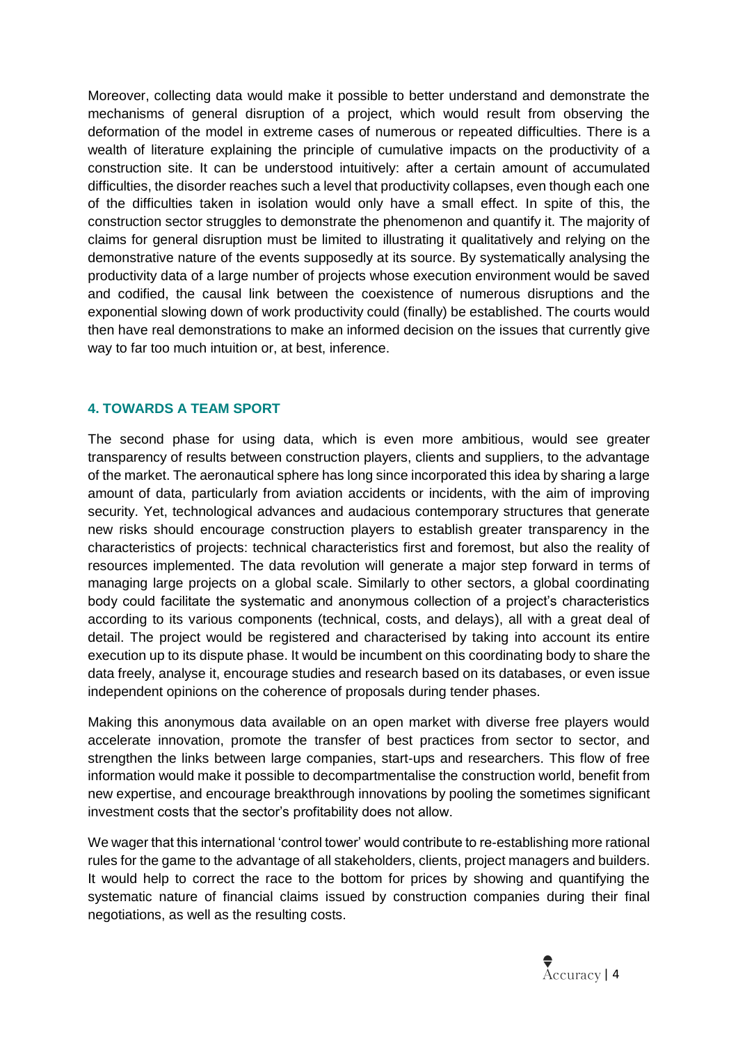Moreover, collecting data would make it possible to better understand and demonstrate the mechanisms of general disruption of a project, which would result from observing the deformation of the model in extreme cases of numerous or repeated difficulties. There is a wealth of literature explaining the principle of cumulative impacts on the productivity of a construction site. It can be understood intuitively: after a certain amount of accumulated difficulties, the disorder reaches such a level that productivity collapses, even though each one of the difficulties taken in isolation would only have a small effect. In spite of this, the construction sector struggles to demonstrate the phenomenon and quantify it. The majority of claims for general disruption must be limited to illustrating it qualitatively and relying on the demonstrative nature of the events supposedly at its source. By systematically analysing the productivity data of a large number of projects whose execution environment would be saved and codified, the causal link between the coexistence of numerous disruptions and the exponential slowing down of work productivity could (finally) be established. The courts would then have real demonstrations to make an informed decision on the issues that currently give way to far too much intuition or, at best, inference.

## 4. TOWARDS A TEAM SPORT

The second phase for using data, which is even more ambitious, would see greater transparency of results between construction players, clients and suppliers, to the advantage of the market. The aeronautical sphere has long since incorporated this idea by sharing a large amount of data, particularly from aviation accidents or incidents, with the aim of improving security. Yet, technological advances and audacious contemporary structures that generate new risks should encourage construction players to establish greater transparency in the characteristics of projects: technical characteristics first and foremost, but also the reality of resources implemented. The data revolution will generate a major step forward in terms of managing large projects on a global scale. Similarly to other sectors, a global coordinating body could facilitate the systematic and anonymous collection of a project's characteristics according to its various components (technical, costs, and delays), all with a great deal of detail. The project would be registered and characterised by taking into account its entire execution up to its dispute phase. It would be incumbent on this coordinating body to share the data freely, analyse it, encourage studies and research based on its databases, or even issue independent opinions on the coherence of proposals during tender phases.

Making this anonymous data available on an open market with diverse free players would accelerate innovation, promote the transfer of best practices from sector to sector, and strengthen the links between large companies, start-ups and researchers. This flow of free information would make it possible to decompartmentalise the construction world, benefit from new expertise, and encourage breakthrough innovations by pooling the sometimes significant investment costs that the sector's profitability does not allow.

We wager that this international 'control tower' would contribute to re-establishing more rational rules for the game to the advantage of all stakeholders, clients, project managers and builders. It would help to correct the race to the bottom for prices by showing and quantifying the systematic nature of financial claims issued by construction companies during their final negotiations, as well as the resulting costs.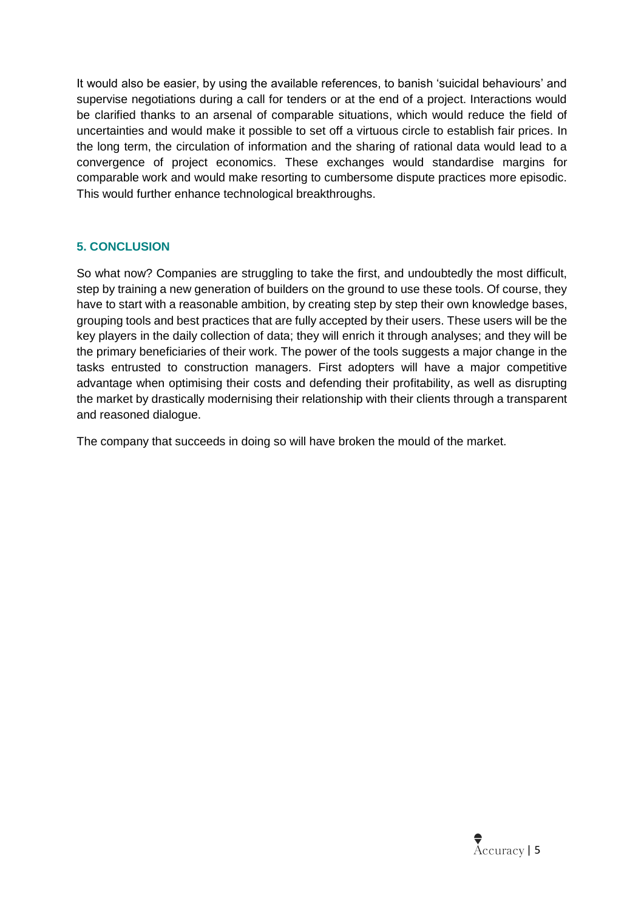It would also be easier, by using the available references, to banish 'suicidal behaviours' and supervise negotiations during a call for tenders or at the end of a project. Interactions would be clarified thanks to an arsenal of comparable situations, which would reduce the field of uncertainties and would make it possible to set off a virtuous circle to establish fair prices. In the long term, the circulation of information and the sharing of rational data would lead to a convergence of project economics. These exchanges would standardise margins for comparable work and would make resorting to cumbersome dispute practices more episodic. This would further enhance technological breakthroughs.

## 5. CONCLUSION

So what now? Companies are struggling to take the first, and undoubtedly the most difficult, step by training a new generation of builders on the ground to use these tools. Of course, they have to start with a reasonable ambition, by creating step by step their own knowledge bases, grouping tools and best practices that are fully accepted by their users. These users will be the key players in the daily collection of data; they will enrich it through analyses; and they will be the primary beneficiaries of their work. The power of the tools suggests a major change in the tasks entrusted to construction managers. First adopters will have a major competitive advantage when optimising their costs and defending their profitability, as well as disrupting the market by drastically modernising their relationship with their clients through a transparent and reasoned dialogue.

The company that succeeds in doing so will have broken the mould of the market.